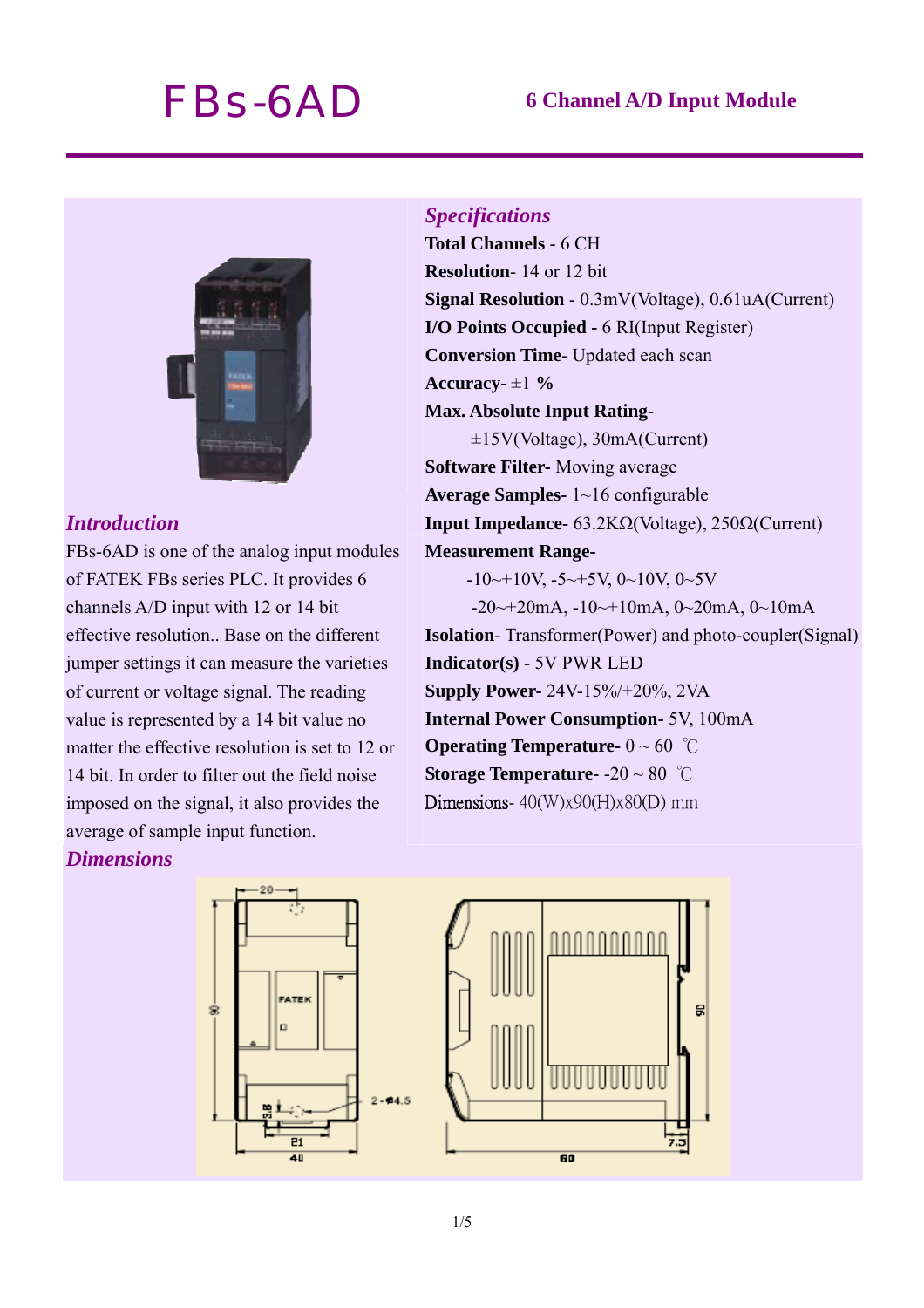# FBs-6AD

## 6 Channel A/D Input Module

## *Introduction*

FBs-6AD is one of the analog input modules of FATEK FBs series PLC. It provides 6 channels A/D input with 12 or 14 bit effective resolution.. Base on the different jumper settings it can measure the varieties of current or voltage signal. The reading value is represented by a 14 bit value no matter the effective resolution is set to 12 or 14 bit. In order to filter out the field noise imposed on the signal, it also provides the average of sample input function.

## *Specifications*

**Total Channels** - 6 CH
**Resolution**- 14 or 12 bit
**Signal Resolution** - 0.3mV(Voltage), 0.61uA(Current)
**I/O Points Occupied** - 6 RI(Input Register)
**Conversion Time**- Updated each scan
**Accuracy**- ±1 **%**
**Max. Absolute Input Rating-**
±15V(Voltage), 30mA(Current)
**Software Filter**- Moving average
**Average Samples**- 1~16 configurable
**Input Impedance**- 63.2KΩ(Voltage), 250Ω(Current)
**Measurement Range-**
-10~+10V, -5~+5V, 0~10V, 0~5V
-20~+20mA, -10~+10mA, 0~20mA, 0~10mA
**Isolation**- Transformer(Power) and photo-coupler(Signal)
**Indicator(s) -** 5V PWR LED
**Supply Power-** 24V-15%/+20%, 2VA
**Internal Power Consumption-** 5V, 100mA
**Operating Temperature-** 0 ~ 60 ℃
**Storage Temperature-** -20 ~ 80 ℃
Dimensions- 40(W)x90(H)x80(D) mm

## *Dimensions*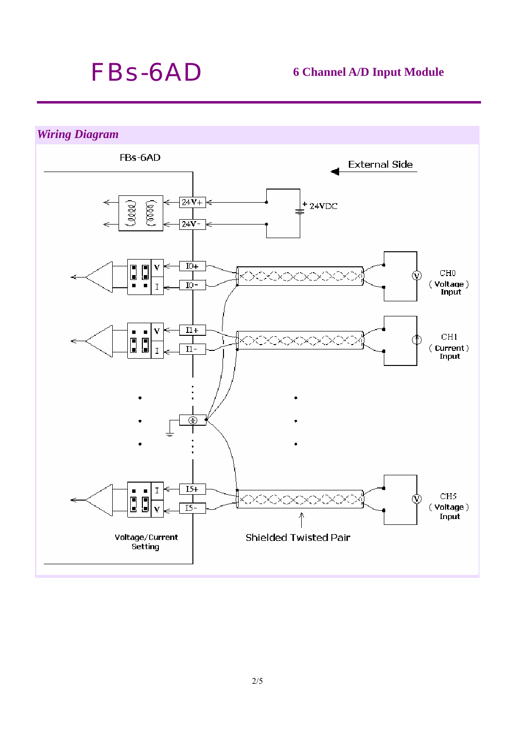# FBs-6AD

**6 Channel A/D Input Module**

## *Wiring Diagram*

FBs-6AD

External Side

24V+

24V-

+ 24VDC

I0+

I0-

CH0 ( Voltage ) Input

I1+

I1-

CH1 ( Current ) Input

I5+

I5-

CH5 ( Voltage ) Input

Voltage/Current Setting

Shielded Twisted Pair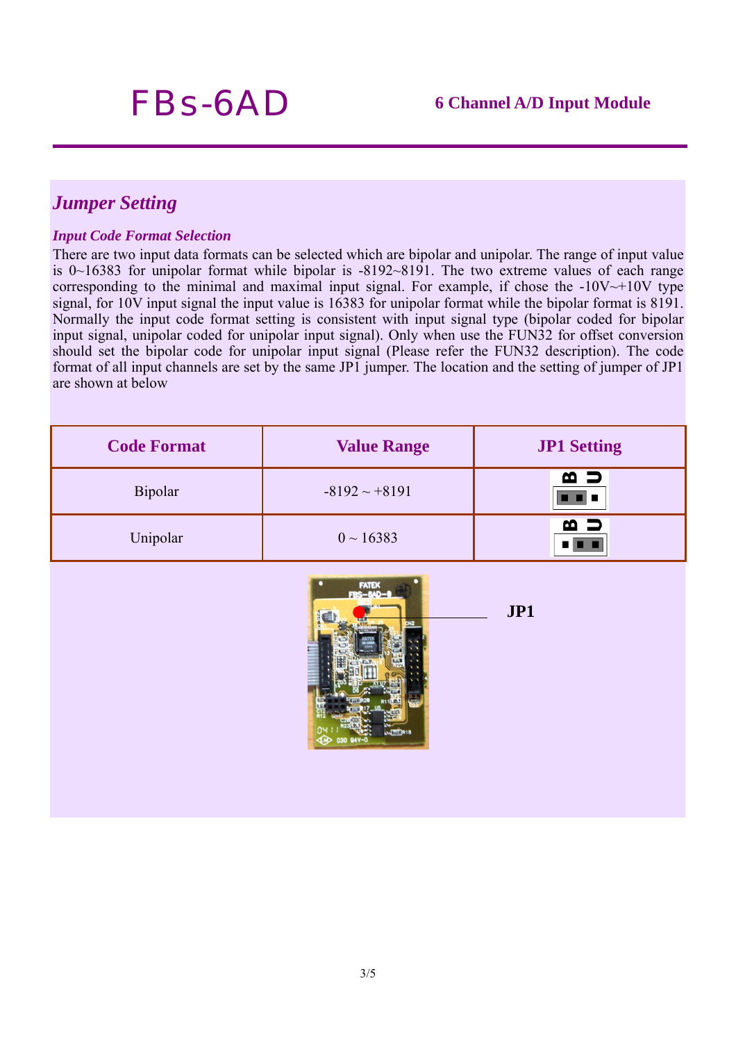# FBs-6AD

**6 Channel A/D Input Module**

## *Jumper Setting*

### *Input Code Format Selection*

There are two input data formats can be selected which are bipolar and unipolar. The range of input value is 0~16383 for unipolar format while bipolar is -8192~8191. The two extreme values of each range corresponding to the minimal and maximal input signal. For example, if chose the -10V~+10V type signal, for 10V input signal the input value is 16383 for unipolar format while the bipolar format is 8191. Normally the input code format setting is consistent with input signal type (bipolar coded for bipolar input signal, unipolar coded for unipolar input signal). Only when use the FUN32 for offset conversion should set the bipolar code for unipolar input signal (Please refer the FUN32 description). The code format of all input channels are set by the same JP1 jumper. The location and the setting of jumper of JP1 are shown at below

| Code Format | Value Range | JP1 Setting |
|---|---|---|
| Bipolar | -8192 ~ +8191 | B U |
| Unipolar | 0 ~ 16383 | B U |

JP1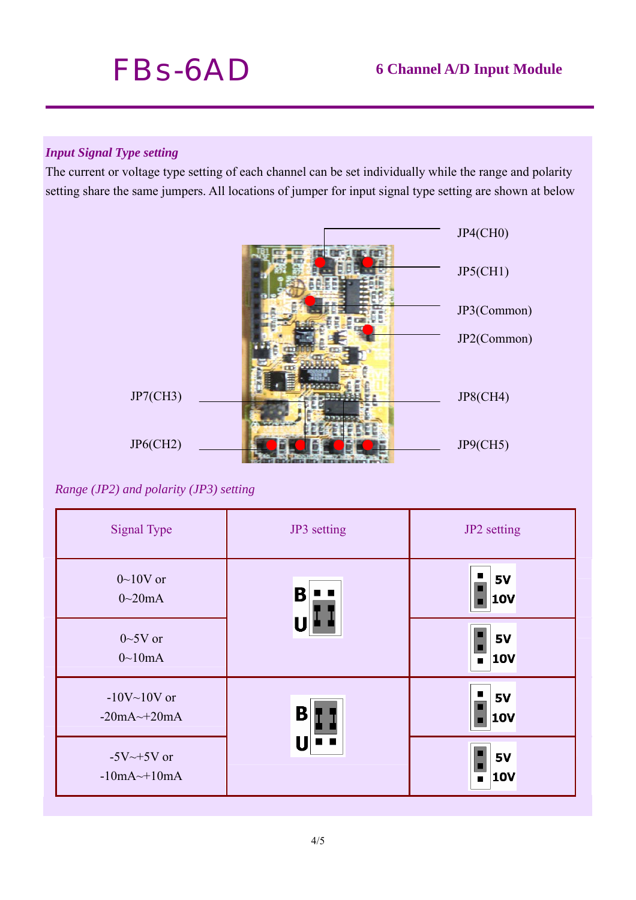# FBs-6AD

**6 Channel A/D Input Module**

***Input Signal Type setting***

The current or voltage type setting of each channel can be set individually while the range and polarity setting share the same jumpers. All locations of jumper for input signal type setting are shown at below

JP4(CH0)

JP5(CH1)

JP3(Common)

JP2(Common)

JP7(CH3)

JP8(CH4)

JP6(CH2)

JP9(CH5)

*Range (JP2) and polarity (JP3) setting*

| Signal Type | JP3 setting | JP2 setting |
|---|---|---|
| 0~10V or 0~20mA | U | 10V |
| 0~5V or 0~10mA | U | 5V |
| -10V~10V or -20mA~+20mA | B | 10V |
| -5V~+5V or -10mA~+10mA | B | 5V |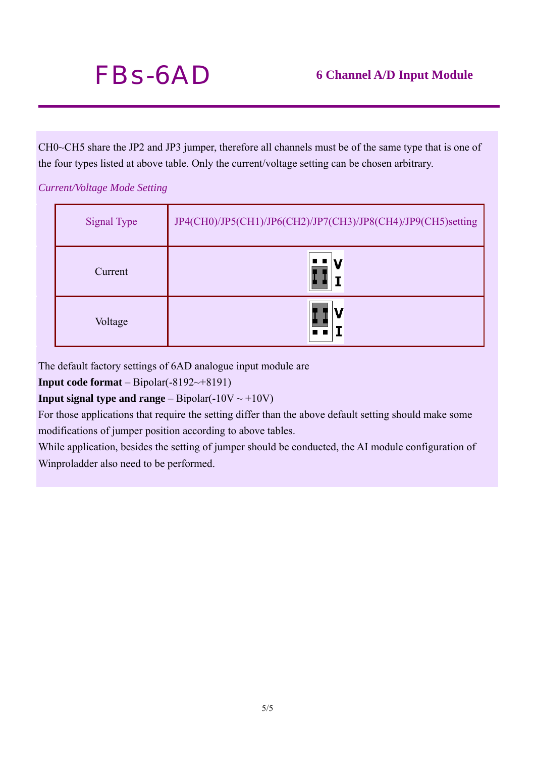CH0~CH5 share the JP2 and JP3 jumper, therefore all channels must be of the same type that is one of the four types listed at above table. Only the current/voltage setting can be chosen arbitrary.

*Current/Voltage Mode Setting*

| Signal Type | JP4(CH0)/JP5(CH1)/JP6(CH2)/JP7(CH3)/JP8(CH4)/JP9(CH5)setting |
|---|---|
| Current | V / I |
| Voltage | V / I |

The default factory settings of 6AD analogue input module are

**Input code format** – Bipolar(-8192~+8191)

**Input signal type and range** – Bipolar(-10V ~ +10V)

For those applications that require the setting differ than the above default setting should make some modifications of jumper position according to above tables.

While application, besides the setting of jumper should be conducted, the AI module configuration of Winproladder also need to be performed.